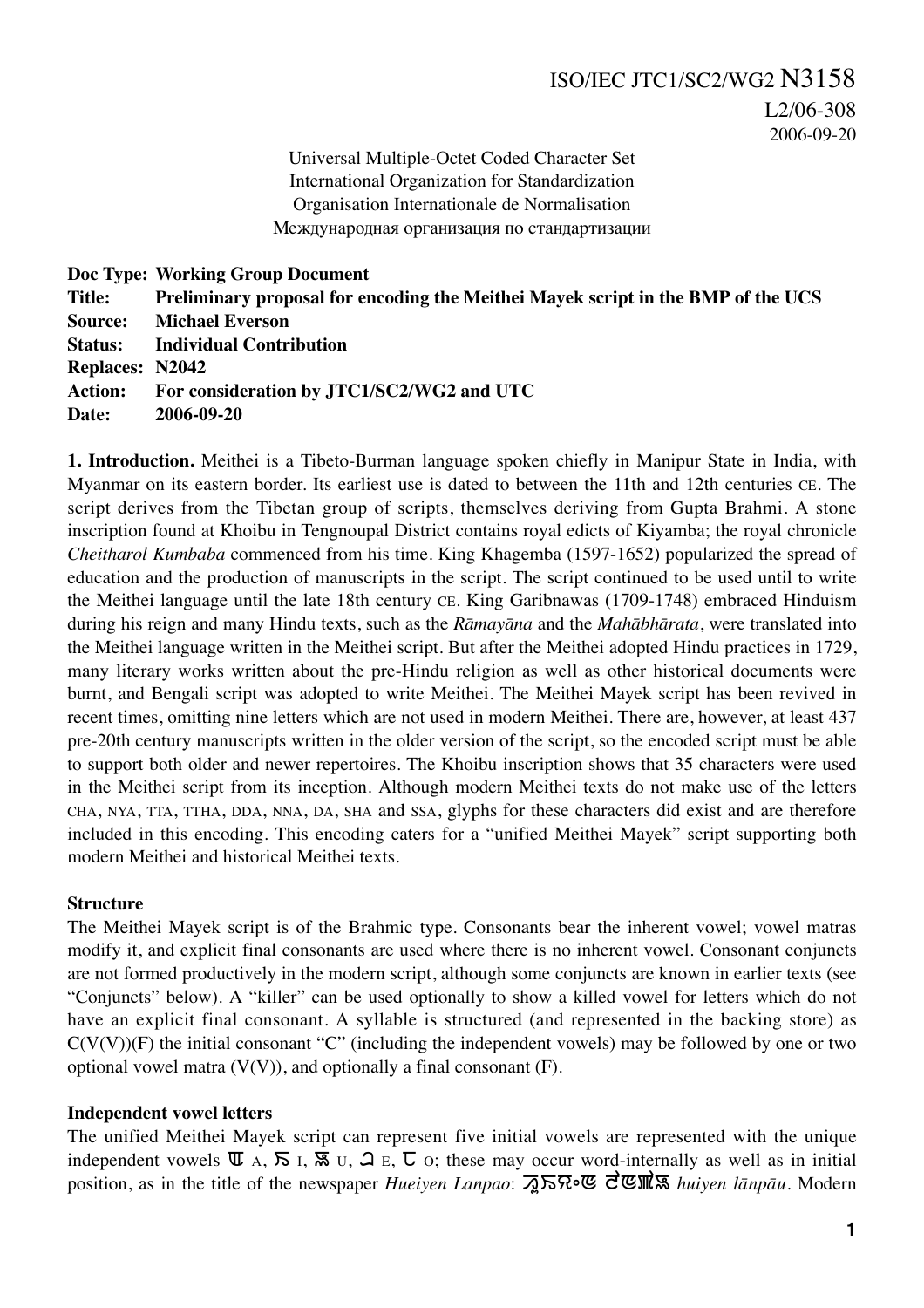ISO/IEC JTC1/SC2/WG2 N3158
L2/06-308
2006-09-20

Universal Multiple-Octet Coded Character Set
International Organization for Standardization
Organisation Internationale de Normalisation
Международная организация по стандартизации

**Doc Type: Working Group Document**
**Title: Preliminary proposal for encoding the Meithei Mayek script in the BMP of the UCS**
**Source: Michael Everson**
**Status: Individual Contribution**
**Replaces: N2042**
**Action: For consideration by JTC1/SC2/WG2 and UTC**
**Date: 2006-09-20**

**1. Introduction.** Meithei is a Tibeto-Burman language spoken chiefly in Manipur State in India, with Myanmar on its eastern border. Its earliest use is dated to between the 11th and 12th centuries CE. The script derives from the Tibetan group of scripts, themselves deriving from Gupta Brahmi. A stone inscription found at Khoibu in Tengnoupal District contains royal edicts of Kiyamba; the royal chronicle *Cheitharol Kumbaba* commenced from his time. King Khagemba (1597-1652) popularized the spread of education and the production of manuscripts in the script. The script continued to be used until to write the Meithei language until the late 18th century CE. King Garibnawas (1709-1748) embraced Hinduism during his reign and many Hindu texts, such as the *Rāmayāna* and the *Mahābhārata*, were translated into the Meithei language written in the Meithei script. But after the Meithei adopted Hindu practices in 1729, many literary works written about the pre-Hindu religion as well as other historical documents were burnt, and Bengali script was adopted to write Meithei. The Meithei Mayek script has been revived in recent times, omitting nine letters which are not used in modern Meithei. There are, however, at least 437 pre-20th century manuscripts written in the older version of the script, so the encoded script must be able to support both older and newer repertoires. The Khoibu inscription shows that 35 characters were used in the Meithei script from its inception. Although modern Meithei texts do not make use of the letters CHA, NYA, TTA, TTHA, DDA, NNA, DA, SHA and SSA, glyphs for these characters did exist and are therefore included in this encoding. This encoding caters for a "unified Meithei Mayek" script supporting both modern Meithei and historical Meithei texts.

**Structure**

The Meithei Mayek script is of the Brahmic type. Consonants bear the inherent vowel; vowel matras modify it, and explicit final consonants are used where there is no inherent vowel. Consonant conjuncts are not formed productively in the modern script, although some conjuncts are known in earlier texts (see "Conjuncts" below). A "killer" can be used optionally to show a killed vowel for letters which do not have an explicit final consonant. A syllable is structured (and represented in the backing store) as C(V(V))(F) the initial consonant "C" (including the independent vowels) may be followed by one or two optional vowel matra (V(V)), and optionally a final consonant (F).

**Independent vowel letters**

The unified Meithei Mayek script can represent five initial vowels are represented with the unique independent vowels ꯑ A, ꯏ I, ꯎ U, ꯀ E, ꯒ O; these may occur word-internally as well as in initial position, as in the title of the newspaper *Hueiyen Lanpao*: ꯍꯨꯏꯌꯦꯟ ꯂꯥꯟꯄꯥꯎ *huiyen lānpāu*. Modern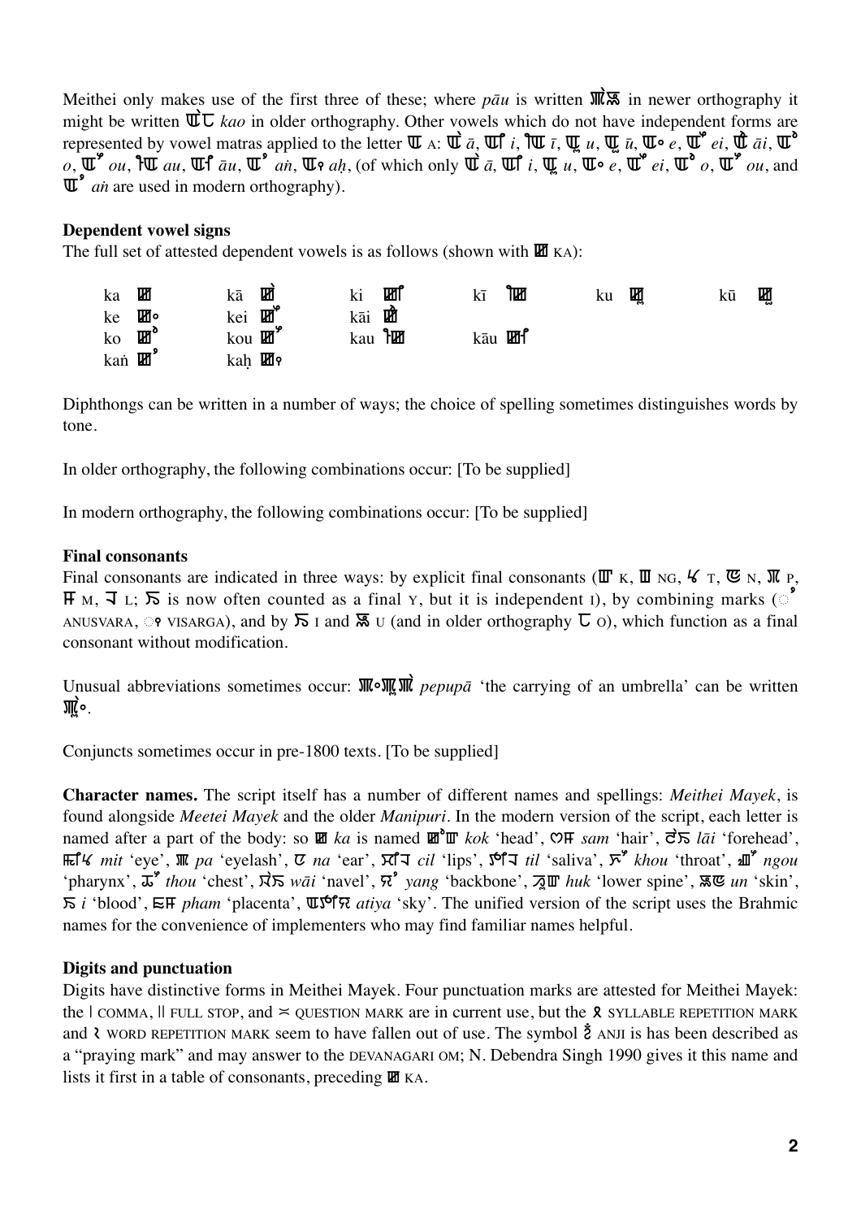Meithei only makes use of the first three of these; where *pāu* is written ꯄꯥꯎ in newer orthography it might be written ꯑꯥꫡ *kao* in older orthography. Other vowels which do not have independent forms are represented by vowel matras applied to the letter ꯑ A: ꯑꯥ *ā*, ꯑꯤ *i*, ꯑꫫ *ī*, ꯑꯨ *u*, ꯑꫬ *ū*, ꯑꯦ *e*, ꯑꯩ *ei*, ꯑꫭ *āi*, ꯑꯣ *o*, ꯑꯧ *ou*, ꯑꫮ *au*, ꯑꫯ *āu*, ꯑꯪ *aṅ*, ꯑꫵ *aḥ*, (of which only ꯑꯥ *ā*, ꯑꯤ *i*, ꯑꯨ *u*, ꯑꯦ *e*, ꯑꯩ *ei*, ꯑꯣ *o*, ꯑꯧ *ou*, and ꯑꯪ *aṅ* are used in modern orthography).

**Dependent vowel signs**

The full set of attested dependent vowels is as follows (shown with ꯀ KA):

| | | | | | |
|---|---|---|---|---|---|
| ka ꯀ | kā ꯀꯥ | ki ꯀꯤ | kī ꯀꫫ | ku ꯀꯨ | kū ꯀꫬ |
| ke ꯀꯦ | kei ꯀꯩ | kāi ꯀꫭ | | | |
| ko ꯀꯣ | kou ꯀꯧ | kau ꯀꫮ | kāu ꯀꫯ | | |
| kaṅ ꯀꯪ | kaḥ ꯀꫵ | | | | |

Diphthongs can be written in a number of ways; the choice of spelling sometimes distinguishes words by tone.

In older orthography, the following combinations occur: [To be supplied]

In modern orthography, the following combinations occur: [To be supplied]

**Final consonants**

Final consonants are indicated in three ways: by explicit final consonants (ꯛ K, ꯡ NG, ꯠ T, ꯟ N, ꯞ P, ꯝ M, ꯜ L; ꯏ is now often counted as a final Y, but it is independent I), by combining marks (◌ꯪ ANUSVARA, ◌ꫵ VISARGA), and by ꯏ I and ꯎ U (and in older orthography ꫡ O), which function as a final consonant without modification.

Unusual abbreviations sometimes occur: ꯄꯦꯄꯨꯄꯥ *pepupā* 'the carrying of an umbrella' can be written ꯄꯨꯦ.

Conjuncts sometimes occur in pre-1800 texts. [To be supplied]

**Character names.** The script itself has a number of different names and spellings: *Meithei Mayek*, is found alongside *Meetei Mayek* and the older *Manipuri*. In the modern version of the script, each letter is named after a part of the body: so ꯀ *ka* is named ꯀꯣꯛ *kok* 'head', ꯁꯝ *sam* 'hair', ꯂꯥꯏ *lāi* 'forehead', ꯃꯤꯠ *mit* 'eye', ꯄ *pa* 'eyelash', ꯅ *na* 'ear', ꯆꯤꯜ *cil* 'lips', ꯇꯤꯜ *til* 'saliva', ꯈꯧ *khou* 'throat', ꯉꯧ *ngou* 'pharynx', ꯊꯧ *thou* 'chest', ꯋꯥꯏ *wāi* 'navel', ꯌꯪ *yang* 'backbone', ꯍꯨꯛ *huk* 'lower spine', ꯎꯟ *un* 'skin', ꯏ *i* 'blood', ꯐꯝ *pham* 'placenta', ꯑꯇꯤꯌ *atiya* 'sky'. The unified version of the script uses the Brahmic names for the convenience of implementers who may find familiar names helpful.

**Digits and punctuation**

Digits have distinctive forms in Meithei Mayek. Four punctuation marks are attested for Meithei Mayek: the | COMMA, || FULL STOP, and ꫱ QUESTION MARK are in current use, but the ꫳ SYLLABLE REPETITION MARK and ꫴ WORD REPETITION MARK seem to have fallen out of use. The symbol ꫲ ANJI is has been described as a "praying mark" and may answer to the DEVANAGARI OM; N. Debendra Singh 1990 gives it this name and lists it first in a table of consonants, preceding ꯀ KA.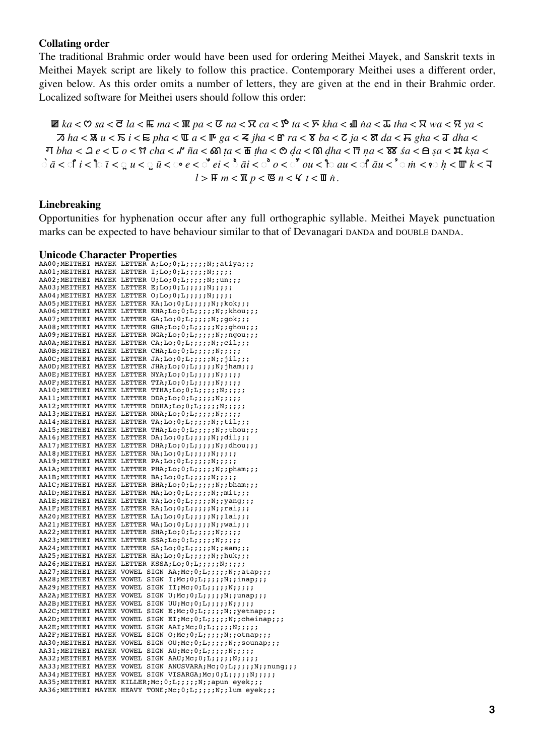### Collating order

The traditional Brahmic order would have been used for ordering Meithei Mayek, and Sanskrit texts in Meithei Mayek script are likely to follow this practice. Contemporary Meithei uses a different order, given below. As this order omits a number of letters, they are given at the end in their Brahmic order. Localized software for Meithei users should follow this order:

ꯀ *ka* < ꯁ *sa* < ꯂ *la* < ꯃ *ma* < ꯄ *pa* < ꯅ *na* < ꯆ *ca* < ꯇ *ta* < ꯈ *kha* < ꯉ *ṅa* < ꯊ *tha* < ꯋ *wa* < ꯌ *ya* < ꯍ *ha* < ꯎ *u* < ꯏ *i* < ꯐ *pha* < ꯑ *a* < ꯒ *ga* < ꯓ *jha* < ꯔ *ra* < ꯕ *ba* < ꯖ *ja* < ꯗ *da* < ꯘ *gha* < ꯙ *dha* < ꯚ *bha* < ꫠ *e* < ꫡ *o* < ꫢ *cha* < ꫣ *ña* < ꫤ *ṭa* < ꫥ *ṭha* < ꫦ *ḍa* < ꫧ *ḍha* < ꫨ *ṇa* < ꫩ *śa* < ꫪ *ṣa* < ꯀ꫶ꫪ *kṣa* < ◌ꯥ *ā* < ◌ꯤ *i* < ◌ꫫ *ī* < ◌ꯨ *u* < ◌ꫬ *ū* < ◌ꯦ *e* < ◌ꯩ *ei* < ◌ꫭ *āi* < ◌ꯣ *o* < ◌ꯧ *ou* < ◌ꫮ *au* < ◌ꫯ *āu* < ◌ꯪ *ṁ* < ◌ꫵ *ḥ* < ꯛ *k* < ꯜ *l* > ꯝ *m* < ꯞ *p* < ꯟ *n* < ꯠ *t* < ꯡ *ṅ*.

### Linebreaking

Opportunities for hyphenation occur after any full orthographic syllable. Meithei Mayek punctuation marks can be expected to have behaviour similar to that of Devanagari DANDA and DOUBLE DANDA.

### Unicode Character Properties

```
AA00;MEITHEI MAYEK LETTER A;Lo;0;L;;;;;N;;atiya;;;
AA01;MEITHEI MAYEK LETTER I;Lo;0;L;;;;;N;;;;;
AA02;MEITHEI MAYEK LETTER U;Lo;0;L;;;;;N;;un;;;
AA03;MEITHEI MAYEK LETTER E;Lo;0;L;;;;;N;;;;;
AA04;MEITHEI MAYEK LETTER O;Lo;0;L;;;;;N;;;;;
AA05;MEITHEI MAYEK LETTER KA;Lo;0;L;;;;;N;;kok;;;
AA06;MEITHEI MAYEK LETTER KHA;Lo;0;L;;;;;N;;khou;;;
AA07;MEITHEI MAYEK LETTER GA;Lo;0;L;;;;;N;;gok;;;
AA08;MEITHEI MAYEK LETTER GHA;Lo;0;L;;;;;N;;ghou;;;
AA09;MEITHEI MAYEK LETTER NGA;Lo;0;L;;;;;N;;ngou;;;
AA0A;MEITHEI MAYEK LETTER CA;Lo;0;L;;;;;N;;cil;;;
AA0B;MEITHEI MAYEK LETTER CHA;Lo;0;L;;;;;N;;;;;
AA0C;MEITHEI MAYEK LETTER JA;Lo;0;L;;;;;N;;jil;;;
AA0D;MEITHEI MAYEK LETTER JHA;Lo;0;L;;;;;N;;jham;;;
AA0E;MEITHEI MAYEK LETTER NYA;Lo;0;L;;;;;N;;;;;
AA0F;MEITHEI MAYEK LETTER TTA;Lo;0;L;;;;;N;;;;;
AA10;MEITHEI MAYEK LETTER TTHA;Lo;0;L;;;;;N;;;;;
AA11;MEITHEI MAYEK LETTER DDA;Lo;0;L;;;;;N;;;;;
AA12;MEITHEI MAYEK LETTER DDHA;Lo;0;L;;;;;N;;;;;
AA13;MEITHEI MAYEK LETTER NNA;Lo;0;L;;;;;N;;;;;
AA14;MEITHEI MAYEK LETTER TA;Lo;0;L;;;;;N;;til;;;
AA15;MEITHEI MAYEK LETTER THA;Lo;0;L;;;;;N;;thou;;;
AA16;MEITHEI MAYEK LETTER DA;Lo;0;L;;;;;N;;dil;;;
AA17;MEITHEI MAYEK LETTER DHA;Lo;0;L;;;;;N;;dhou;;;
AA18;MEITHEI MAYEK LETTER NA;Lo;0;L;;;;;N;;;;;
AA19;MEITHEI MAYEK LETTER PA;Lo;0;L;;;;;N;;;;;
AA1A;MEITHEI MAYEK LETTER PHA;Lo;0;L;;;;;N;;pham;;;
AA1B;MEITHEI MAYEK LETTER BA;Lo;0;L;;;;;N;;;;;
AA1C;MEITHEI MAYEK LETTER BHA;Lo;0;L;;;;;N;;bham;;;
AA1D;MEITHEI MAYEK LETTER MA;Lo;0;L;;;;;N;;mit;;;
AA1E;MEITHEI MAYEK LETTER YA;Lo;0;L;;;;;N;;yang;;;
AA1F;MEITHEI MAYEK LETTER RA;Lo;0;L;;;;;N;;rai;;;
AA20;MEITHEI MAYEK LETTER LA;Lo;0;L;;;;;N;;lai;;;
AA21;MEITHEI MAYEK LETTER WA;Lo;0;L;;;;;N;;wai;;;
AA22;MEITHEI MAYEK LETTER SHA;Lo;0;L;;;;;N;;;;;
AA23;MEITHEI MAYEK LETTER SSA;Lo;0;L;;;;;N;;;;;
AA24;MEITHEI MAYEK LETTER SA;Lo;0;L;;;;;N;;sam;;;
AA25;MEITHEI MAYEK LETTER HA;Lo;0;L;;;;;N;;huk;;;
AA26;MEITHEI MAYEK LETTER KSSA;Lo;0;L;;;;;N;;;;;
AA27;MEITHEI MAYEK VOWEL SIGN AA;Mc;0;L;;;;;N;;atap;;;
AA28;MEITHEI MAYEK VOWEL SIGN I;Mc;0;L;;;;;N;;inap;;;
AA29;MEITHEI MAYEK VOWEL SIGN II;Mc;0;L;;;;;N;;;;;
AA2A;MEITHEI MAYEK VOWEL SIGN U;Mc;0;L;;;;;N;;unap;;;
AA2B;MEITHEI MAYEK VOWEL SIGN UU;Mc;0;L;;;;;N;;;;;
AA2C;MEITHEI MAYEK VOWEL SIGN E;Mc;0;L;;;;;N;;yetnap;;;
AA2D;MEITHEI MAYEK VOWEL SIGN EI;Mc;0;L;;;;;N;;cheinap;;;
AA2E;MEITHEI MAYEK VOWEL SIGN AAI;Mc;0;L;;;;;N;;;;;
AA2F;MEITHEI MAYEK VOWEL SIGN O;Mc;0;L;;;;;N;;otnap;;;
AA30;MEITHEI MAYEK VOWEL SIGN OU;Mc;0;L;;;;;N;;sounap;;;
AA31;MEITHEI MAYEK VOWEL SIGN AU;Mc;0;L;;;;;N;;;;;
AA32;MEITHEI MAYEK VOWEL SIGN AAU;Mc;0;L;;;;;N;;;;;
AA33;MEITHEI MAYEK VOWEL SIGN ANUSVARA;Mc;0;L;;;;;N;;nung;;;
AA34;MEITHEI MAYEK VOWEL SIGN VISARGA;Mc;0;L;;;;;N;;;;;
AA35;MEITHEI MAYEK KILLER;Mc;0;L;;;;;N;;apun eyek;;;
AA36;MEITHEI MAYEK HEAVY TONE;Mc;0;L;;;;;N;;lum eyek;;;
```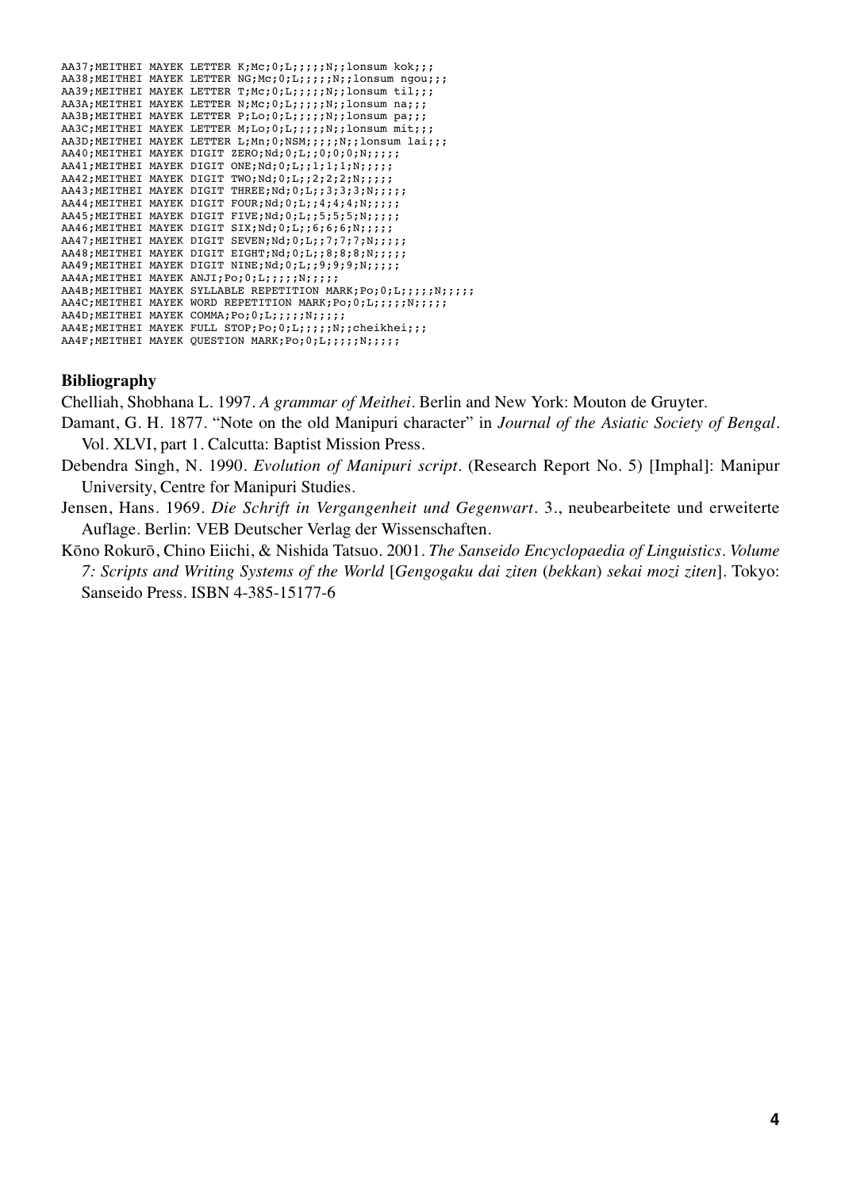```
AA37;MEITHEI MAYEK LETTER K;Mc;0;L;;;;;N;;lonsum kok;;;
AA38;MEITHEI MAYEK LETTER NG;Mc;0;L;;;;;N;;lonsum ngou;;;
AA39;MEITHEI MAYEK LETTER T;Mc;0;L;;;;;N;;lonsum til;;;
AA3A;MEITHEI MAYEK LETTER N;Mc;0;L;;;;;N;;lonsum na;;;
AA3B;MEITHEI MAYEK LETTER P;Lo;0;L;;;;;N;;lonsum pa;;;
AA3C;MEITHEI MAYEK LETTER M;Lo;0;L;;;;;N;;lonsum mit;;;
AA3D;MEITHEI MAYEK LETTER L;Mn;0;NSM;;;;;N;;lonsum lai;;;
AA40;MEITHEI MAYEK DIGIT ZERO;Nd;0;L;;0;0;0;N;;;;;
AA41;MEITHEI MAYEK DIGIT ONE;Nd;0;L;;1;1;1;N;;;;;
AA42;MEITHEI MAYEK DIGIT TWO;Nd;0;L;;2;2;2;N;;;;;
AA43;MEITHEI MAYEK DIGIT THREE;Nd;0;L;;3;3;3;N;;;;;
AA44;MEITHEI MAYEK DIGIT FOUR;Nd;0;L;;4;4;4;N;;;;;
AA45;MEITHEI MAYEK DIGIT FIVE;Nd;0;L;;5;5;5;N;;;;;
AA46;MEITHEI MAYEK DIGIT SIX;Nd;0;L;;6;6;6;N;;;;;
AA47;MEITHEI MAYEK DIGIT SEVEN;Nd;0;L;;7;7;7;N;;;;;
AA48;MEITHEI MAYEK DIGIT EIGHT;Nd;0;L;;8;8;8;N;;;;;
AA49;MEITHEI MAYEK DIGIT NINE;Nd;0;L;;9;9;9;N;;;;;
AA4A;MEITHEI MAYEK ANJI;Po;0;L;;;;;N;;;;;
AA4B;MEITHEI MAYEK SYLLABLE REPETITION MARK;Po;0;L;;;;;N;;;;;
AA4C;MEITHEI MAYEK WORD REPETITION MARK;Po;0;L;;;;;N;;;;;
AA4D;MEITHEI MAYEK COMMA;Po;0;L;;;;;N;;;;;
AA4E;MEITHEI MAYEK FULL STOP;Po;0;L;;;;;N;;cheikhei;;;
AA4F;MEITHEI MAYEK QUESTION MARK;Po;0;L;;;;;N;;;;;
```

### Bibliography

Chelliah, Shobhana L. 1997. *A grammar of Meithei*. Berlin and New York: Mouton de Gruyter.

Damant, G. H. 1877. "Note on the old Manipuri character" in *Journal of the Asiatic Society of Bengal*. Vol. XLVI, part 1. Calcutta: Baptist Mission Press.

Debendra Singh, N. 1990. *Evolution of Manipuri script*. (Research Report No. 5) [Imphal]: Manipur University, Centre for Manipuri Studies.

Jensen, Hans. 1969. *Die Schrift in Vergangenheit und Gegenwart*. 3., neubearbeitete und erweiterte Auflage. Berlin: VEB Deutscher Verlag der Wissenschaften.

Kōno Rokurō, Chino Eiichi, & Nishida Tatsuo. 2001. *The Sanseido Encyclopaedia of Linguistics. Volume 7: Scripts and Writing Systems of the World* [*Gengogaku dai ziten* (*bekkan*) *sekai mozi ziten*]. Tokyo: Sanseido Press. ISBN 4-385-15177-6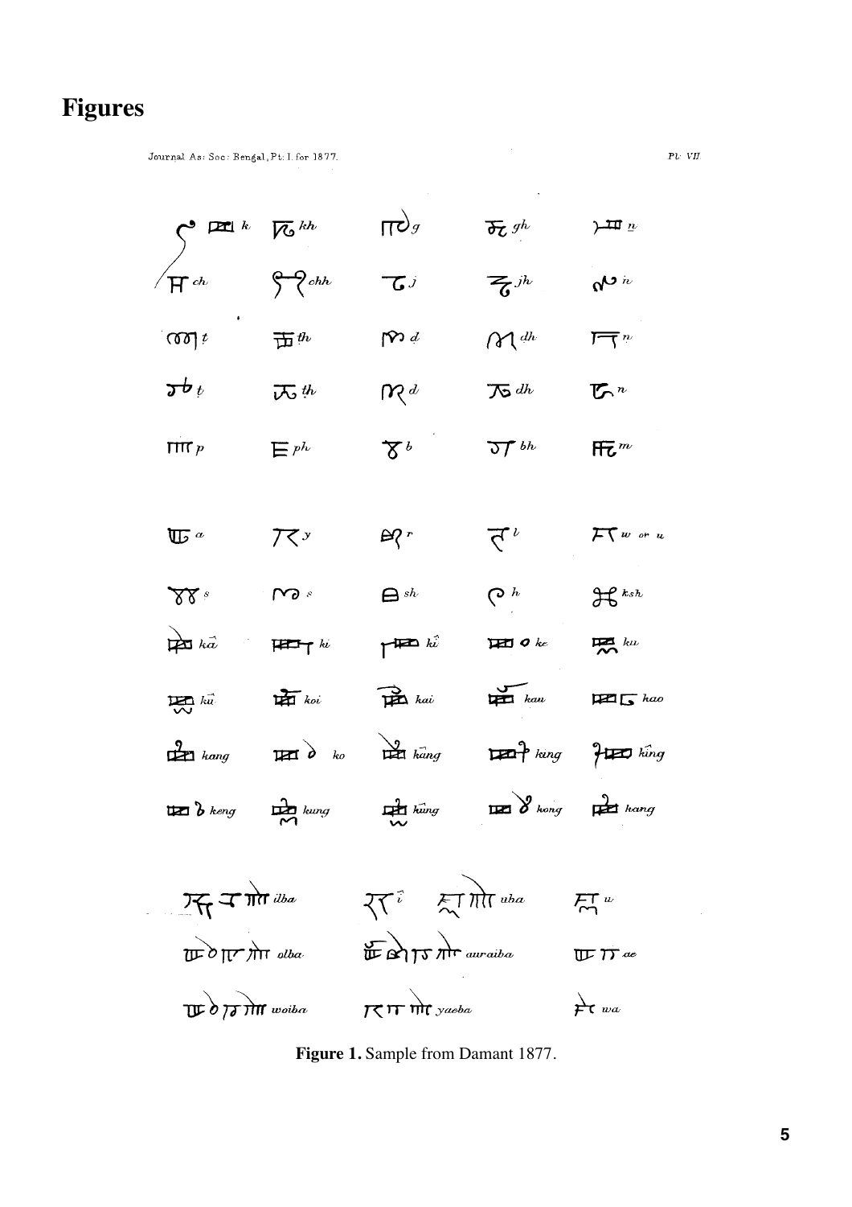# Figures

Figure 1. Sample from Damant 1877.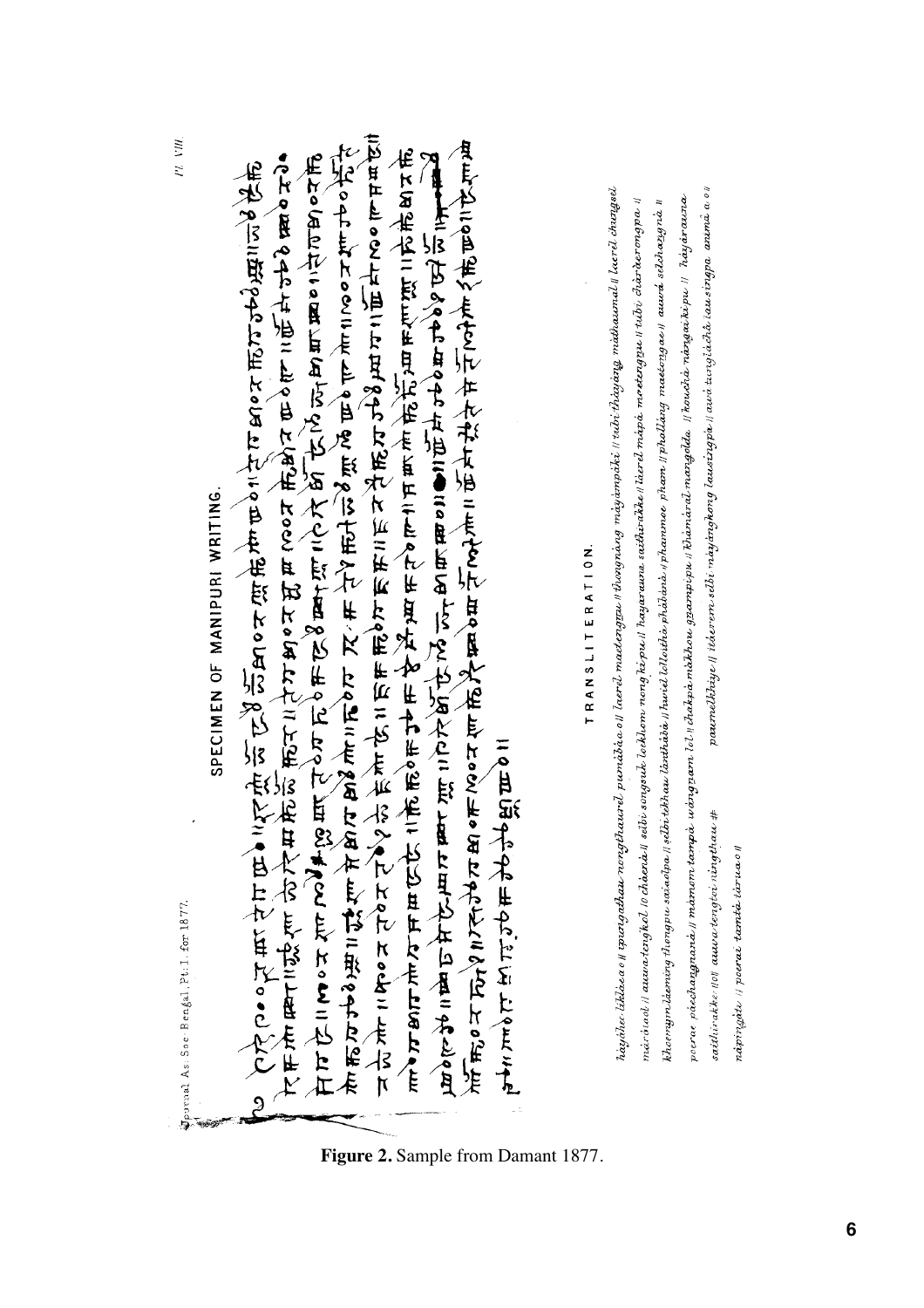Figure 2. Sample from Damant 1877.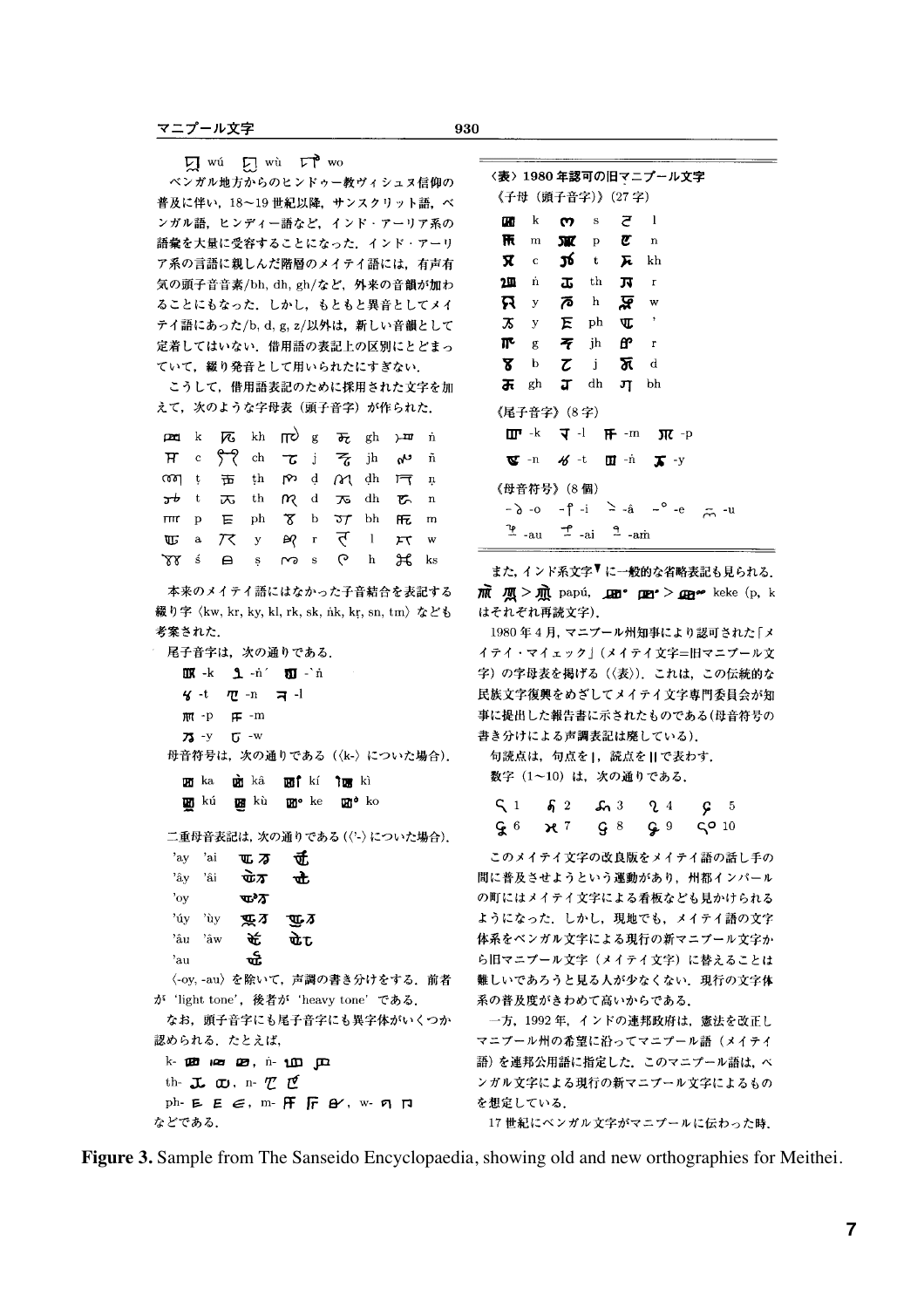ꯋ wú ꯋ wù ꯋ wo

ベンガル地方からのヒンドゥー教ヴィシュヌ信仰の普及に伴い，18〜19 世紀以降，サンスクリット語，ベンガル語，ヒンディー語など，インド・アーリア系の語彙を大量に受容することになった．インド・アーリア系の言語に親しんだ階層のメイテイ語には，有声有気の頭子音音素/bh, dh, gh/など，外来の音韻が加わることにもなった．しかし，もともと異音としてメイテイ語にあった/b, d, g, z/以外は，新しい音韻として定着してはいない．借用語の表記上の区別にとどまっていて，綴り発音として用いられたにすぎない．

こうして，借用語表記のために採用された文字を加えて，次のような字母表（頭子音字）が作られた．

| | | | | | | | | | |
|---|---|---|---|---|---|---|---|---|---|
| | k | | kh | | g | | gh | | ṅ |
| | c | | ch | | j | | jh | | ñ |
| | ṭ | | ṭh | | ḍ | | ḍh | | ṇ |
| | t | | th | | d | | dh | | n |
| | p | | ph | | b | | bh | | m |
| | a | | y | | r | | l | | w |
| | ś | | ṣ | | s | | h | | ks |

本来のメイテイ語にはなかった子音結合を表記する綴り字〈kw, kr, ky, kl, rk, sk, ṅk, kṛ, sn, tm〉なども考案された．

尾子音字は，次の通りである．

-k　-ṅ′　-`ṅ
-t　-n　-l
-p　-m
-y　-w

母音符号は，次の通りである（〈k-〉についた場合）．

ka　kâ　kí　kì
kú　kù　ke　ko

二重母音表記は，次の通りである（〈'-〉についた場合）．

'ay 'ai
'ây 'âi
'oy
'úy 'ùy
'âu 'âw
'au

〈-oy, -au〉を除いて，声調の書き分けをする．前者が 'light tone'，後者が 'heavy tone' である．

なお，頭子音字にも尾子音字にも異字体がいくつか認められる．たとえば，

k-　，ṅ-
th-　，n-
ph-　，m-　，w-

などである．

〈表〉1980 年認可の旧マニプール文字

《子母（頭子音字）》(27 字)

| | | | | | |
|---|---|---|---|---|---|
| | k | | s | | l |
| | m | | p | | n |
| | c | | t | | kh |
| | ṅ | | th | | r |
| | y | | h | | w |
| | y | | ph | | ' |
| | g | | jh | | r |
| | b | | j | | d |
| | gh | | dh | | bh |

《尾子音字》(8 字)

-k　-l　-m　-p
-n　-t　-ṅ　-y

《母音符号》(8 個)

-o　-i　-â　-e　-u
-au　-ai　-aṁ

また，インド系文字▼に一般的な省略表記も見られる． ＞ papú， ＞ keke (p, k はそれぞれ再読文字)．

1980 年 4 月，マニプール州知事により認可された「メイテイ・マイェック」(メイテイ文字=旧マニプール文字) の字母表を掲げる（〈表〉）．これは，この伝統的な民族文字復興をめざしてメイテイ文字専門委員会が知事に提出した報告書に示されたものである(母音符号の書き分けによる声調表記は廃している)．

句読点は，句点を |，読点を || で表わす．

数字（1〜10）は，次の通りである．

1　2　3　4　5
6　7　8　9　10

このメイテイ文字の改良版をメイテイ語の話し手の間に普及させようという運動があり，州都インパールの町にはメイテイ文字による看板なども見かけられるようになった．しかし，現地でも，メイテイ語の文字体系をベンガル文字による現行の新マニプール文字から旧マニプール文字（メイテイ文字）に替えることは難しいであろうと見る人が少なくない．現行の文字体系の普及度がきわめて高いからである．

一方，1992 年，インドの連邦政府は，憲法を改正しマニプール州の希望に沿ってマニプール語（メイテイ語）を連邦公用語に指定した．このマニプール語は，ベンガル文字による現行の新マニプール文字によるものを指定している．

17 世紀にベンガル文字がマニプールに伝わった時，

**Figure 3.** Sample from The Sanseido Encyclopaedia, showing old and new orthographies for Meithei.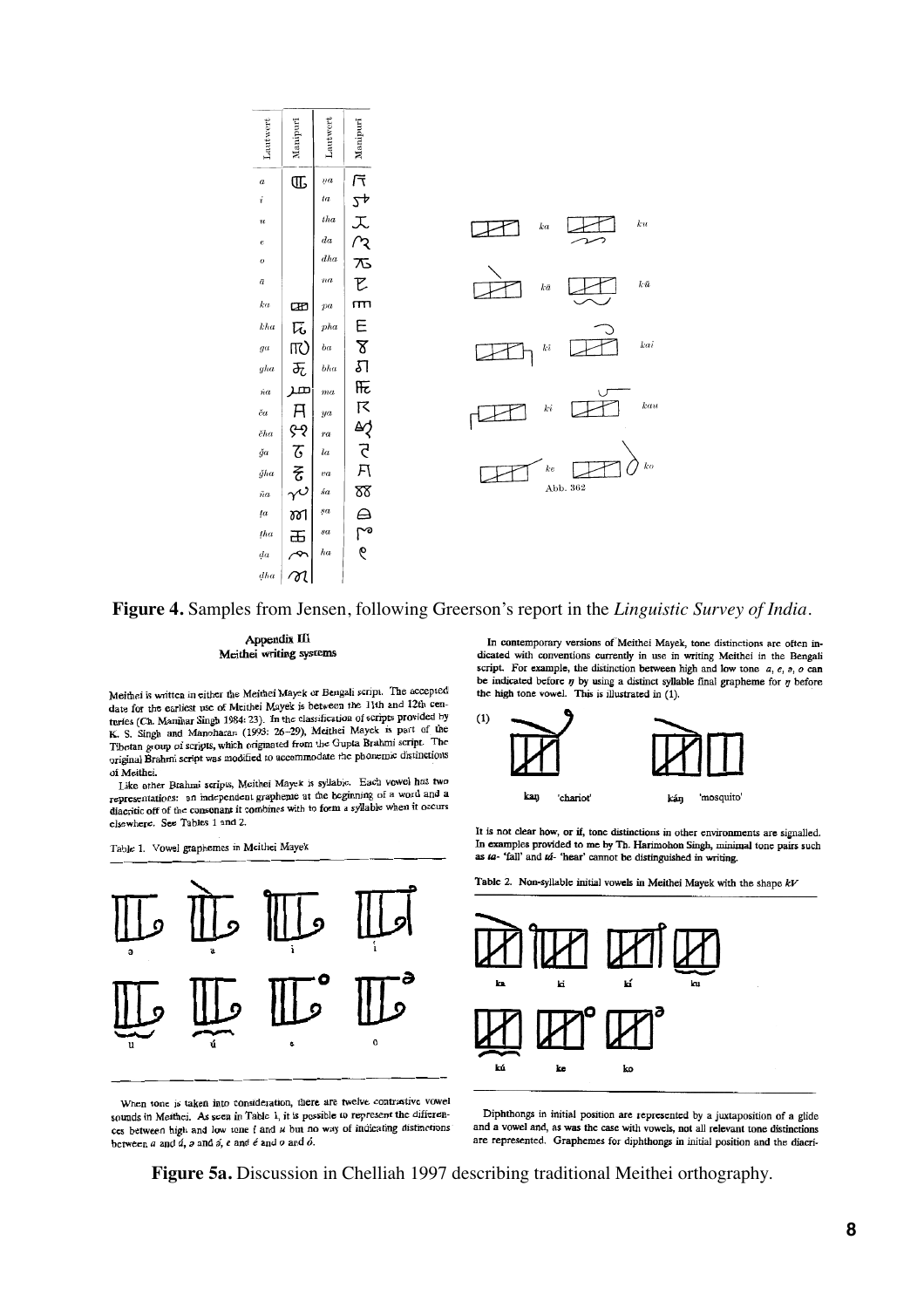| Lautwert | Manipuri | Lautwert | Manipuri |
|---|---|---|---|
| *a* | ꯑ | *ṭa* | |
| *i* | | *ta* | |
| *u* | | *tha* | |
| *e* | | *da* | |
| *o* | | *dha* | |
| *ā* | | *na* | |
| *ka* | | *pa* | |
| *kha* | | *pha* | |
| *ga* | | *ba* | |
| *gha* | | *bha* | |
| *ṅa* | | *ma* | |
| *ča* | | *ya* | |
| *čha* | | *ra* | |
| *ǧa* | | *la* | |
| *ǧha* | | *va* | |
| *ña* | | *śa* | |
| *ṭa* | | *ṣa* | |
| *ṭha* | | *sa* | |
| *ḍa* | | *ha* | |
| *ḍha* | | | |

*ka* *ku* *kā* *kū* *ki* *kai* *kī* *kau* *ke* *ko*

Abb. 362

**Figure 4.** Samples from Jensen, following Greerson's report in the *Linguistic Survey of India*.

**Appendix III**
**Meithei writing systems**

Meithei is written in either the Meithei Mayek or Bengali script. The accepted date for the earliest use of Meithei Mayek is between the 11th and 12th centuries (Ch. Manihar Singh 1984: 23). In the classification of scripts provided by K. S. Singh and Manoharan (1993: 26–29), Meithei Mayek is part of the Tibetan group of scripts, which originated from the Gupta Brahmi script. The original Brahmi script was modified to accommodate the phonemic distinctions of Meithei.

Like other Brahmi scripts, Meithei Mayek is syllabic. Each vowel has two representations: an independent grapheme at the beginning of a word and a diacritic off of the consonant it combines with to form a syllable when it occurs elsewhere. See Tables 1 and 2.

Table 1. Vowel graphemes in Meithei Mayek

ə a i í
u ú e o

When tone is taken into consideration, there are twelve contrastive vowel sounds in Meithei. As seen in Table 1, it is possible to represent the differences between high and low tone *í* and *u* but no way of indicating distinctions between *a* and *á*, *ə* and *ə́*, *e* and *é* and *o* and *ó*.

In contemporary versions of Meithei Mayek, tone distinctions are often indicated with conventions currently in use in writing Meithei in the Bengali script. For example, the distinction between high and low tone *a, e, ə, o* can be indicated before *ŋ* by using a distinct syllable final grapheme for *ŋ* before the high tone vowel. This is illustrated in (1).

(1)

kaŋ 'chariot' káŋ 'mosquito'

It is not clear how, or if, tone distinctions in other environments are signalled. In examples provided to me by Th. Harimohon Singh, minimal tone pairs such as *ta-* 'fall' and *tá-* 'hear' cannot be distinguished in writing.

Table 2. Non-syllable initial vowels in Meithei Mayek with the shape *kV*

ka ki kí ku
kú ke ko

Diphthongs in initial position are represented by a juxtaposition of a glide and a vowel and, as was the case with vowels, not all relevant tone distinctions are represented. Graphemes for diphthongs in initial position and the diacri-

**Figure 5a.** Discussion in Chelliah 1997 describing traditional Meithei orthography.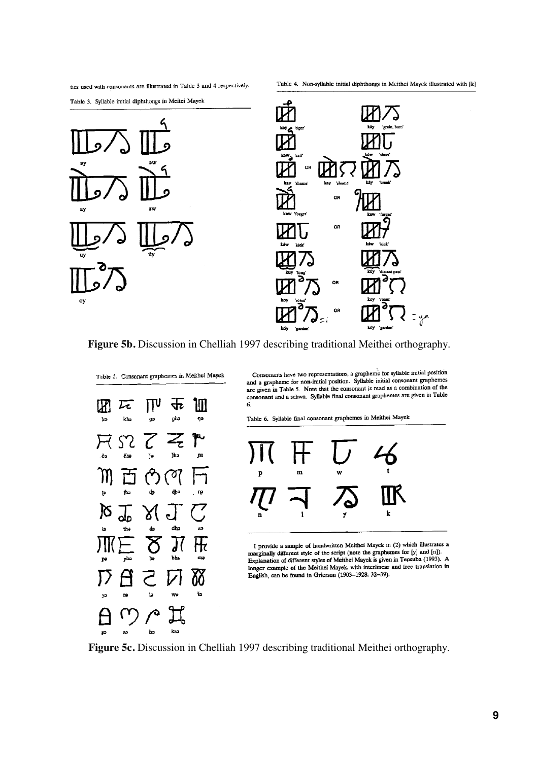tics used with consonants are illustrated in Table 3 and 4 respectively.

Table 3. Syllable initial diphthongs in Meitei Mayek

əy　əw

ay　aw

uy　úy

oy

Table 4. Non-syllable initial diphthongs in Meithei Mayek illustrated with [k]

kəy 'tiger'　káy 'grain, barn'

kəw 'call'　kə́w 'short'

kay 'shame' OR kay 'shame'　káy 'break'

kaw 'forget' OR kaw 'forget'

káw 'kick' OR káw 'kick'

kuy 'long'　kúy 'distant past'

koy 'roam' OR koy 'roam'

kóy 'garden' OR kóy 'garden'

**Figure 5b.** Discussion in Chelliah 1997 describing traditional Meithei orthography.

Table 5. Consonant graphemes in Meithei Mayek

| kə | khə | gə | ghə | ŋə |
|---|---|---|---|---|
| čə | čhə | ǰə | ǰhə | ɲə |
| ʈə | ʈhə | ɖə | ɖhə | ɳə |
| tə | thə | də | dhə | nə |
| pə | phə | bə | bhə | mə |
| yə | rə | lə | wə | šə |
| ʂə | sə | hə | ksə | |

Consonants have two representations, a grapheme for syllabic initial position and a grapheme for non-initial position. Syllable initial consonant graphemes are given in Table 5. Note that the consonant is read as a combination of the consonant and a schwa. Syllable final consonant graphemes are given in Table 6.

Table 6. Syllable final consonant graphemes in Meithei Mayek

| p | m | w | t |
|---|---|---|---|
| n | l | y | k |

I provide a sample of handwritten Meithei Mayek in (2) which illustrates a marginally different style of the script (note the graphemes for [y] and [n]). Explanation of different styles of Meithei Mayek is given in Tensuba (1993). A longer example of the Meithei Mayek, with interlinear and free translation in English, can be found in Grierson (1903–1928: 32–39).

**Figure 5c.** Discussion in Chelliah 1997 describing traditional Meithei orthography.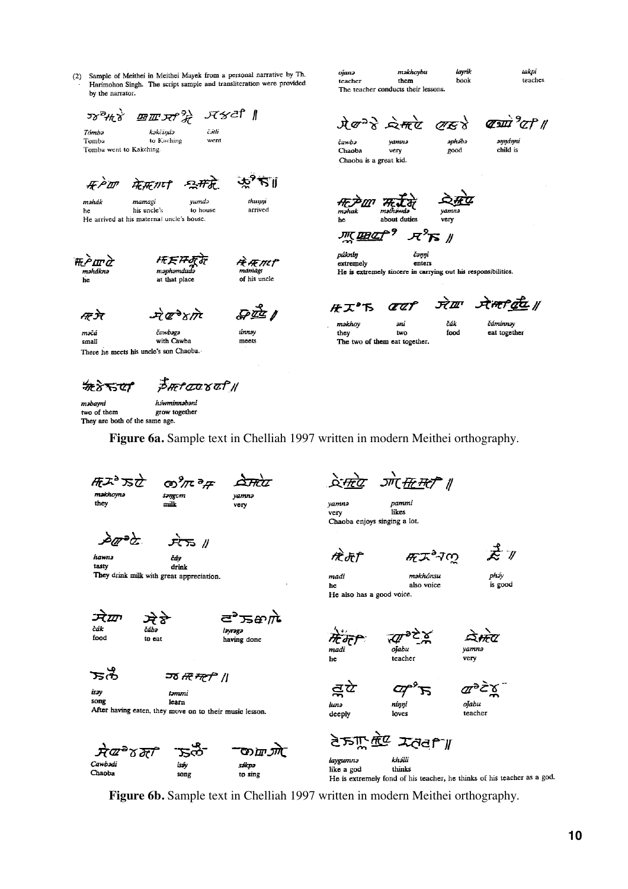(2) Sample of Meithei in Meithei Mayek from a personal narrative by Th. Harimohon Singh. The script sample and transliteration were provided by the narrator.

| *Tómbə* | *kəkčiŋdə* | *čətli* |
|---|---|---|
| Tomba | to Kaching | went |

Tomba went to Kakching.

| *məhák* | *mamagi* | *yumdə* | *thuŋŋi* |
|---|---|---|---|
| he | his uncle's | to house | arrived |

He arrived at his maternal uncle's house.

| *məhákna* | *məphəmdudə* | *mamági* |
|---|---|---|
| he | at that place | of his uncle |

| *məčá* | *čawbagə* | *únnəy* |
|---|---|---|
| small | with Cawba | meets |

There he meets his uncle's son Chaoba.

| *məbayni* | *háwminnəbəni* |
|---|---|
| two of them | grow together |

They are both of the same age.

| *ojanə* | *məkhoybu* | *layrik* | *təkpi* |
|---|---|---|---|
| teacher | them | book | teaches |

The teacher conducts their lessons.

| *čawbə* | *yamnə* | *əphəbə* | *əŋŋáŋni* |
|---|---|---|---|
| Chaoba | very | good | child is |

Chaoba is a great kid.

| *məhak* | *məthəwdə* | *yamnə* |
|---|---|---|
| he | about duties | very |

| *púknıŋ* | *čəŋŋi* |
|---|---|
| extremely | enters |

He is extremely sincere in carrying out his responsibilities.

| *məkhoy* | *əni* | *čák* | *čáminnəy* |
|---|---|---|---|
| they | two | food | eat together |

The two of them eat together.

**Figure 6a.** Sample text in Chelliah 1997 written in modern Meithei orthography.

| *məkhoynə* | *səŋgəm* | *yamnə* |
|---|---|---|
| they | milk | very |

| *hawnə* | *čáy* |
|---|---|
| tasty | drink |

They drink milk with great appreciation.

| *čák* | *čábə* | *ləyrəgə* |
|---|---|---|
| food | to eat | having done |

| *isəy* | *təmmi* |
|---|---|
| song | learn |

After having eaten, they move on to their music lesson.

| *Cawbədi* | *isəy* | *səkpə* |
|---|---|---|
| Chaoba | song | to sing |

| *yamnə* | *pammi* |
|---|---|
| very | likes |

Chaoba enjoys singing a lot.

| *madi* | *məkhónsu* | *pháy* |
|---|---|---|
| he | also voice | is good |

He also has a good voice.

| *madi* | *ojabu* | *yamnə* |
|---|---|---|
| he | teacher | very |

| *lunə* | *niŋŋi* | *ojabu* |
|---|---|---|
| deeply | loves | teacher |

| *laygumnə* | *khəlli* |
|---|---|
| like a god | thinks |

He is extremely fond of his teacher, he thinks of his teacher as a god.

**Figure 6b.** Sample text in Chelliah 1997 written in modern Meithei orthography.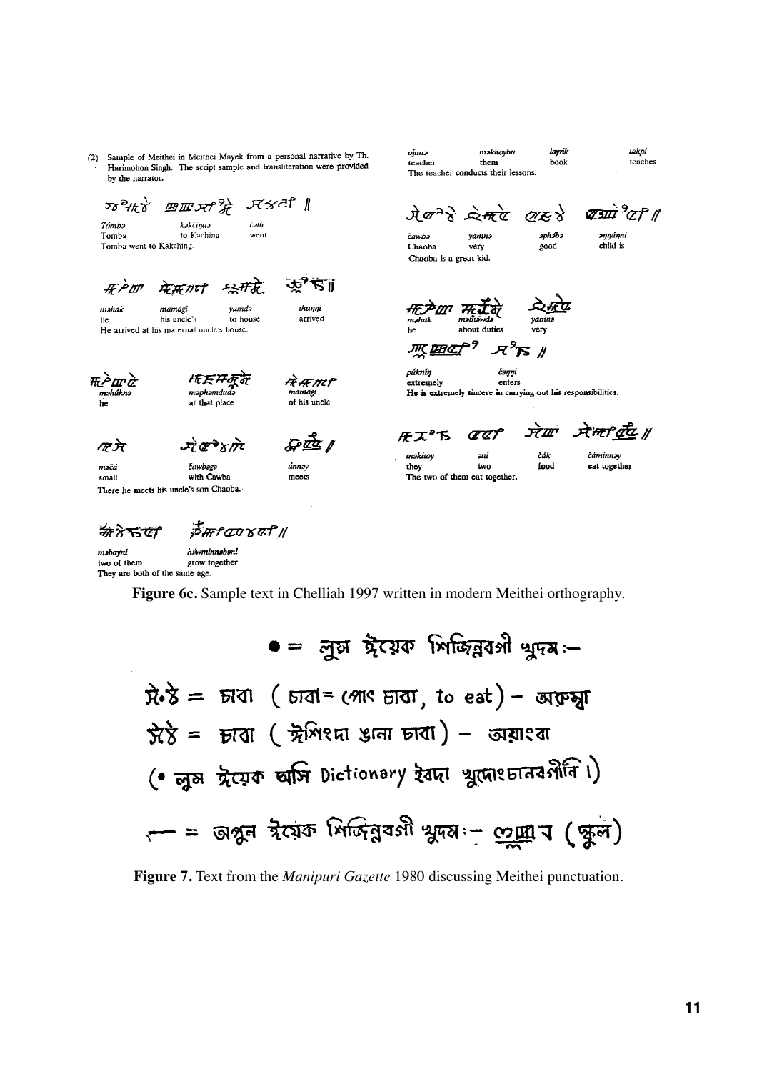(2) Sample of Meithei in Meithei Mayek from a personal narrative by Th. Harimohon Singh. The script sample and transliteration were provided by the narrator.

| Tómbə | kəkčiŋdə | čətli |
|---|---|---|
| Tomba | to Kaching | went |

Tomba went to Kakching.

| məhák | mamagi | yumdə | thuŋŋi |
|---|---|---|---|
| he | his uncle's | to house | arrived |

He arrived at his maternal uncle's house.

| məhákna | məphəmdudə | mamági |
|---|---|---|
| he | at that place | of his uncle |

| məčá | čawbəgə | ùnnəy |
|---|---|---|
| small | with Cawba | meets |

There he meets his uncle's son Chaoba.

| məbayni | háwminnəbəni |
|---|---|
| two of them | grow together |

They are both of the same age.

| ojanə | məkhoybu | layrik | təkpi |
|---|---|---|---|
| teacher | them | book | teaches |

The teacher conducts their lessons.

| čawbə | yamnə | əphə́bə | əŋŋáŋni |
|---|---|---|---|
| Chaoba | very | good | child is |

Chaoba is a great kid.

| məhak | məthəwdə | yamnə |
|---|---|---|
| he | about duties | very |

| púkniŋ | čəŋŋi |
|---|---|
| extremely | enters |

He is extremely sincere in carrying out his responsibilities.

| məkhoy | əni | čák | čáminnəy |
|---|---|---|---|
| they | two | food | eat together |

The two of them eat together.

**Figure 6c.** Sample text in Chelliah 1997 written in modern Meithei orthography.

● = লুম ঈয়েক শিজিন্নবগী খুদম:–

= চাবা ( চাবা= (পাং চাবা, to eat) – অরুম্বা

= চাবা ( ঈশিংদা ওনা চাবা) – অয়াংবা

(● লুম ঈয়েক অসি Dictionary ইবদা খুদোংচানবগীনি।)

— = অপুন ঈয়েক শিজিন্নবগী খুদম:– ............ব (স্কুল)

**Figure 7.** Text from the *Manipuri Gazette* 1980 discussing Meithei punctuation.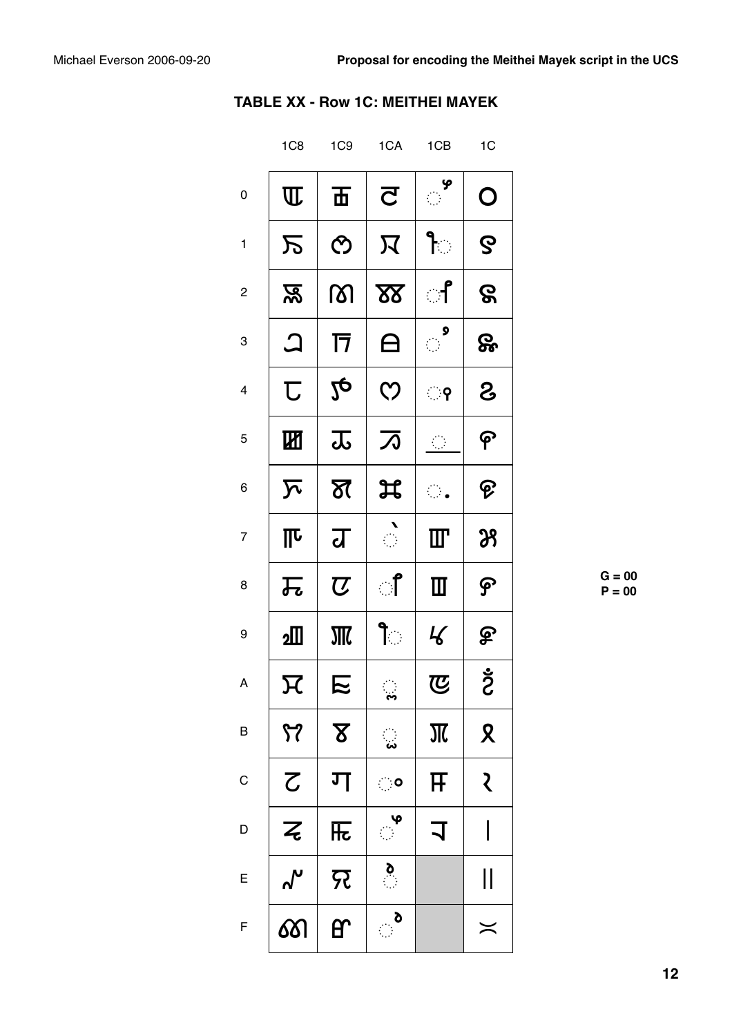**TABLE XX - Row 1C: MEITHEI MAYEK**

| | 1C8 | 1C9 | 1CA | 1CB | 1C |
|---|---|---|---|---|---|
| 0 | | | | | |
| 1 | | | | | |
| 2 | | | | | |
| 3 | | | | | |
| 4 | | | | | |
| 5 | | | | | |
| 6 | | | | | |
| 7 | | | | | |
| 8 | | | | | |
| 9 | | | | | |
| A | | | | | |
| B | | | | | |
| C | | | | | |
| D | | | | | |
| E | | | | | |
| F | | | | | |

G = 00
P = 00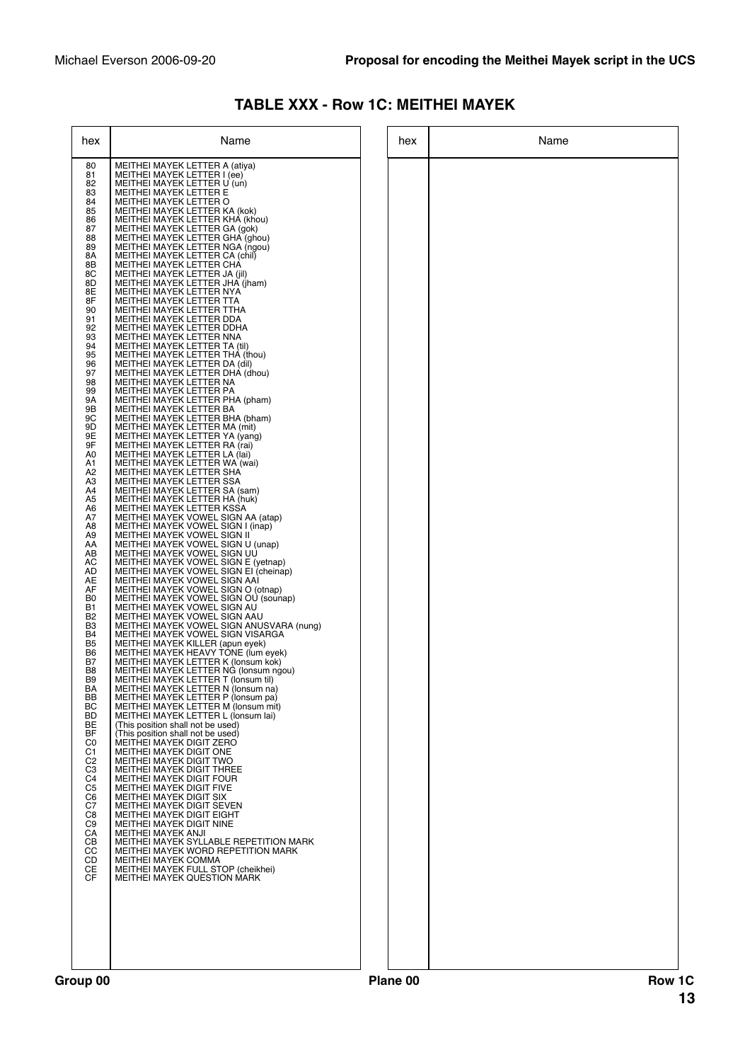## TABLE XXX - Row 1C: MEITHEI MAYEK

| hex | Name |
|---|---|
| 80 | MEITHEI MAYEK LETTER A (atiya) |
| 81 | MEITHEI MAYEK LETTER I (ee) |
| 82 | MEITHEI MAYEK LETTER U (un) |
| 83 | MEITHEI MAYEK LETTER E |
| 84 | MEITHEI MAYEK LETTER O |
| 85 | MEITHEI MAYEK LETTER KA (kok) |
| 86 | MEITHEI MAYEK LETTER KHA (khou) |
| 87 | MEITHEI MAYEK LETTER GA (gok) |
| 88 | MEITHEI MAYEK LETTER GHA (ghou) |
| 89 | MEITHEI MAYEK LETTER NGA (ngou) |
| 8A | MEITHEI MAYEK LETTER CA (chil) |
| 8B | MEITHEI MAYEK LETTER CHA |
| 8C | MEITHEI MAYEK LETTER JA (jil) |
| 8D | MEITHEI MAYEK LETTER JHA (jham) |
| 8E | MEITHEI MAYEK LETTER NYA |
| 8F | MEITHEI MAYEK LETTER TTA |
| 90 | MEITHEI MAYEK LETTER TTHA |
| 91 | MEITHEI MAYEK LETTER DDA |
| 92 | MEITHEI MAYEK LETTER DDHA |
| 93 | MEITHEI MAYEK LETTER NNA |
| 94 | MEITHEI MAYEK LETTER TA (til) |
| 95 | MEITHEI MAYEK LETTER THA (thou) |
| 96 | MEITHEI MAYEK LETTER DA (dil) |
| 97 | MEITHEI MAYEK LETTER DHA (dhou) |
| 98 | MEITHEI MAYEK LETTER NA |
| 99 | MEITHEI MAYEK LETTER PA |
| 9A | MEITHEI MAYEK LETTER PHA (pham) |
| 9B | MEITHEI MAYEK LETTER BA |
| 9C | MEITHEI MAYEK LETTER BHA (bham) |
| 9D | MEITHEI MAYEK LETTER MA (mit) |
| 9E | MEITHEI MAYEK LETTER YA (yang) |
| 9F | MEITHEI MAYEK LETTER RA (rai) |
| A0 | MEITHEI MAYEK LETTER LA (lai) |
| A1 | MEITHEI MAYEK LETTER WA (wai) |
| A2 | MEITHEI MAYEK LETTER SHA |
| A3 | MEITHEI MAYEK LETTER SSA |
| A4 | MEITHEI MAYEK LETTER SA (sam) |
| A5 | MEITHEI MAYEK LETTER HA (huk) |
| A6 | MEITHEI MAYEK LETTER KSSA |
| A7 | MEITHEI MAYEK VOWEL SIGN AA (atap) |
| A8 | MEITHEI MAYEK VOWEL SIGN I (inap) |
| A9 | MEITHEI MAYEK VOWEL SIGN II |
| AA | MEITHEI MAYEK VOWEL SIGN U (unap) |
| AB | MEITHEI MAYEK VOWEL SIGN UU |
| AC | MEITHEI MAYEK VOWEL SIGN E (yetnap) |
| AD | MEITHEI MAYEK VOWEL SIGN EI (cheinap) |
| AE | MEITHEI MAYEK VOWEL SIGN AAI |
| AF | MEITHEI MAYEK VOWEL SIGN O (otnap) |
| B0 | MEITHEI MAYEK VOWEL SIGN OU (sounap) |
| B1 | MEITHEI MAYEK VOWEL SIGN AU |
| B2 | MEITHEI MAYEK VOWEL SIGN AAU |
| B3 | MEITHEI MAYEK VOWEL SIGN ANUSVARA (nung) |
| B4 | MEITHEI MAYEK VOWEL SIGN VISARGA |
| B5 | MEITHEI MAYEK KILLER (apun eyek) |
| B6 | MEITHEI MAYEK HEAVY TONE (lum eyek) |
| B7 | MEITHEI MAYEK LETTER K (lonsum kok) |
| B8 | MEITHEI MAYEK LETTER NG (lonsum ngou) |
| B9 | MEITHEI MAYEK LETTER T (lonsum til) |
| BA | MEITHEI MAYEK LETTER N (lonsum na) |
| BB | MEITHEI MAYEK LETTER P (lonsum pa) |
| BC | MEITHEI MAYEK LETTER M (lonsum mit) |
| BD | MEITHEI MAYEK LETTER L (lonsum lai) |
| BE | (This position shall not be used) |
| BF | (This position shall not be used) |
| C0 | MEITHEI MAYEK DIGIT ZERO |
| C1 | MEITHEI MAYEK DIGIT ONE |
| C2 | MEITHEI MAYEK DIGIT TWO |
| C3 | MEITHEI MAYEK DIGIT THREE |
| C4 | MEITHEI MAYEK DIGIT FOUR |
| C5 | MEITHEI MAYEK DIGIT FIVE |
| C6 | MEITHEI MAYEK DIGIT SIX |
| C7 | MEITHEI MAYEK DIGIT SEVEN |
| C8 | MEITHEI MAYEK DIGIT EIGHT |
| C9 | MEITHEI MAYEK DIGIT NINE |
| CA | MEITHEI MAYEK ANJI |
| CB | MEITHEI MAYEK SYLLABLE REPETITION MARK |
| CC | MEITHEI MAYEK WORD REPETITION MARK |
| CD | MEITHEI MAYEK COMMA |
| CE | MEITHEI MAYEK FULL STOP (cheikhei) |
| CF | MEITHEI MAYEK QUESTION MARK |

Group 00 | Plane 00 | Row 1C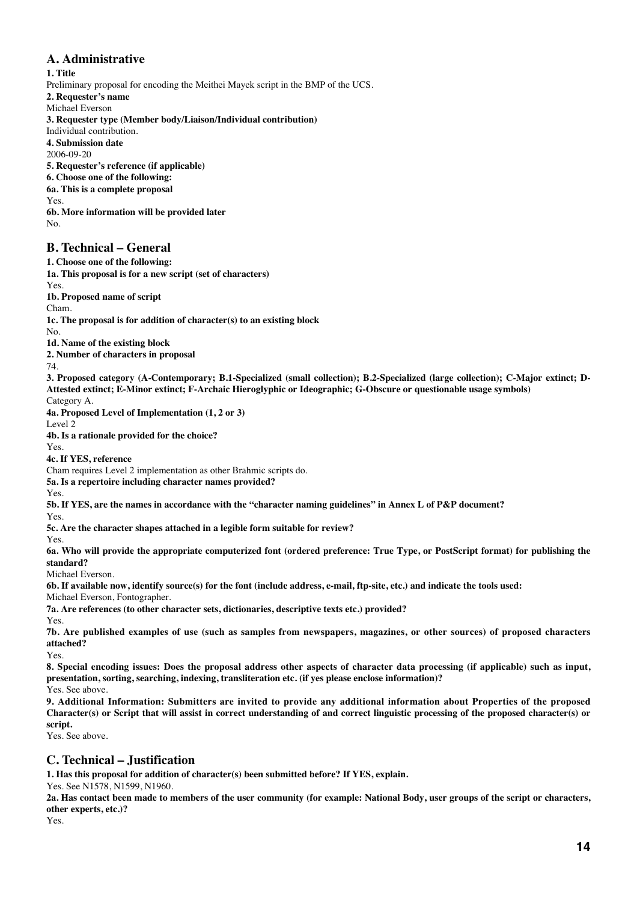## A. Administrative

**1. Title**

Preliminary proposal for encoding the Meithei Mayek script in the BMP of the UCS.

**2. Requester's name**

Michael Everson

**3. Requester type (Member body/Liaison/Individual contribution)**

Individual contribution.

**4. Submission date**

2006-09-20

**5. Requester's reference (if applicable)**

**6. Choose one of the following:**

**6a. This is a complete proposal**

Yes.

**6b. More information will be provided later**

No.

## B. Technical – General

**1. Choose one of the following:**

**1a. This proposal is for a new script (set of characters)**

Yes.

**1b. Proposed name of script**

Cham.

**1c. The proposal is for addition of character(s) to an existing block**

No.

**1d. Name of the existing block**

**2. Number of characters in proposal**

74.

**3. Proposed category (A-Contemporary; B.1-Specialized (small collection); B.2-Specialized (large collection); C-Major extinct; D-Attested extinct; E-Minor extinct; F-Archaic Hieroglyphic or Ideographic; G-Obscure or questionable usage symbols)**

Category A.

**4a. Proposed Level of Implementation (1, 2 or 3)**

Level 2

**4b. Is a rationale provided for the choice?**

Yes.

**4c. If YES, reference**

Cham requires Level 2 implementation as other Brahmic scripts do.

**5a. Is a repertoire including character names provided?**

Yes.

**5b. If YES, are the names in accordance with the "character naming guidelines" in Annex L of P&P document?**

Yes.

**5c. Are the character shapes attached in a legible form suitable for review?**

Yes.

**6a. Who will provide the appropriate computerized font (ordered preference: True Type, or PostScript format) for publishing the standard?**

Michael Everson.

**6b. If available now, identify source(s) for the font (include address, e-mail, ftp-site, etc.) and indicate the tools used:**

Michael Everson, Fontographer.

**7a. Are references (to other character sets, dictionaries, descriptive texts etc.) provided?**

Yes.

**7b. Are published examples of use (such as samples from newspapers, magazines, or other sources) of proposed characters attached?**

Yes.

**8. Special encoding issues: Does the proposal address other aspects of character data processing (if applicable) such as input, presentation, sorting, searching, indexing, transliteration etc. (if yes please enclose information)?**

Yes. See above.

**9. Additional Information: Submitters are invited to provide any additional information about Properties of the proposed Character(s) or Script that will assist in correct understanding of and correct linguistic processing of the proposed character(s) or script.**

Yes. See above.

## C. Technical – Justification

**1. Has this proposal for addition of character(s) been submitted before? If YES, explain.**

Yes. See N1578, N1599, N1960.

**2a. Has contact been made to members of the user community (for example: National Body, user groups of the script or characters, other experts, etc.)?**

Yes.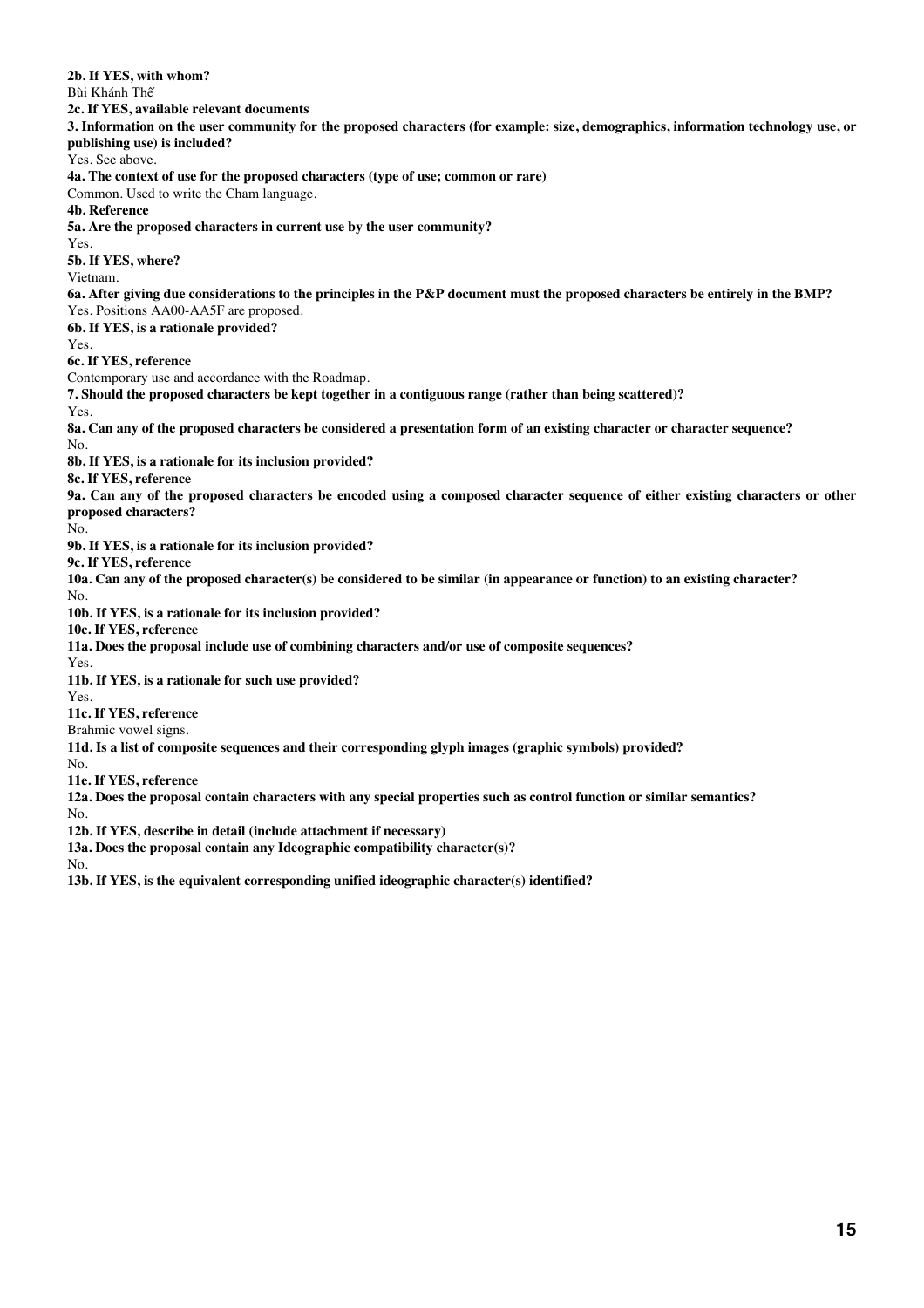**2b. If YES, with whom?**
Bùi Khánh Thế
**2c. If YES, available relevant documents**
**3. Information on the user community for the proposed characters (for example: size, demographics, information technology use, or publishing use) is included?**
Yes. See above.
**4a. The context of use for the proposed characters (type of use; common or rare)**
Common. Used to write the Cham language.
**4b. Reference**
**5a. Are the proposed characters in current use by the user community?**
Yes.
**5b. If YES, where?**
Vietnam.
**6a. After giving due considerations to the principles in the P&P document must the proposed characters be entirely in the BMP?**
Yes. Positions AA00-AA5F are proposed.
**6b. If YES, is a rationale provided?**
Yes.
**6c. If YES, reference**
Contemporary use and accordance with the Roadmap.
**7. Should the proposed characters be kept together in a contiguous range (rather than being scattered)?**
Yes.
**8a. Can any of the proposed characters be considered a presentation form of an existing character or character sequence?**
No.
**8b. If YES, is a rationale for its inclusion provided?**
**8c. If YES, reference**
**9a. Can any of the proposed characters be encoded using a composed character sequence of either existing characters or other proposed characters?**
No.
**9b. If YES, is a rationale for its inclusion provided?**
**9c. If YES, reference**
**10a. Can any of the proposed character(s) be considered to be similar (in appearance or function) to an existing character?**
No.
**10b. If YES, is a rationale for its inclusion provided?**
**10c. If YES, reference**
**11a. Does the proposal include use of combining characters and/or use of composite sequences?**
Yes.
**11b. If YES, is a rationale for such use provided?**
Yes.
**11c. If YES, reference**
Brahmic vowel signs.
**11d. Is a list of composite sequences and their corresponding glyph images (graphic symbols) provided?**
No.
**11e. If YES, reference**
**12a. Does the proposal contain characters with any special properties such as control function or similar semantics?**
No.
**12b. If YES, describe in detail (include attachment if necessary)**
**13a. Does the proposal contain any Ideographic compatibility character(s)?**
No.
**13b. If YES, is the equivalent corresponding unified ideographic character(s) identified?**